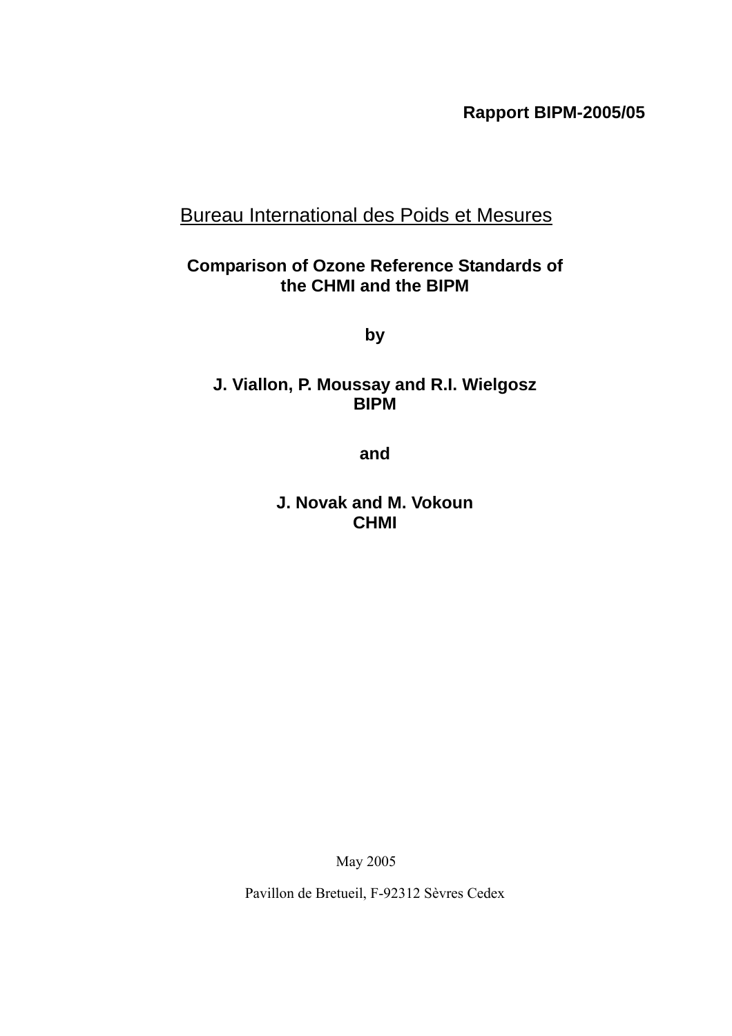**Rapport BIPM-2005/05**

Bureau International des Poids et Mesures

# Comparison of Ozone Reference Standards of the CHMI and the BIPM

**by**

**J. Viallon, P. Moussay and R.I. Wielgosz**
**BIPM**

**and**

**J. Novak and M. Vokoun**
**CHMI**

May 2005

Pavillon de Bretueil, F-92312 Sèvres Cedex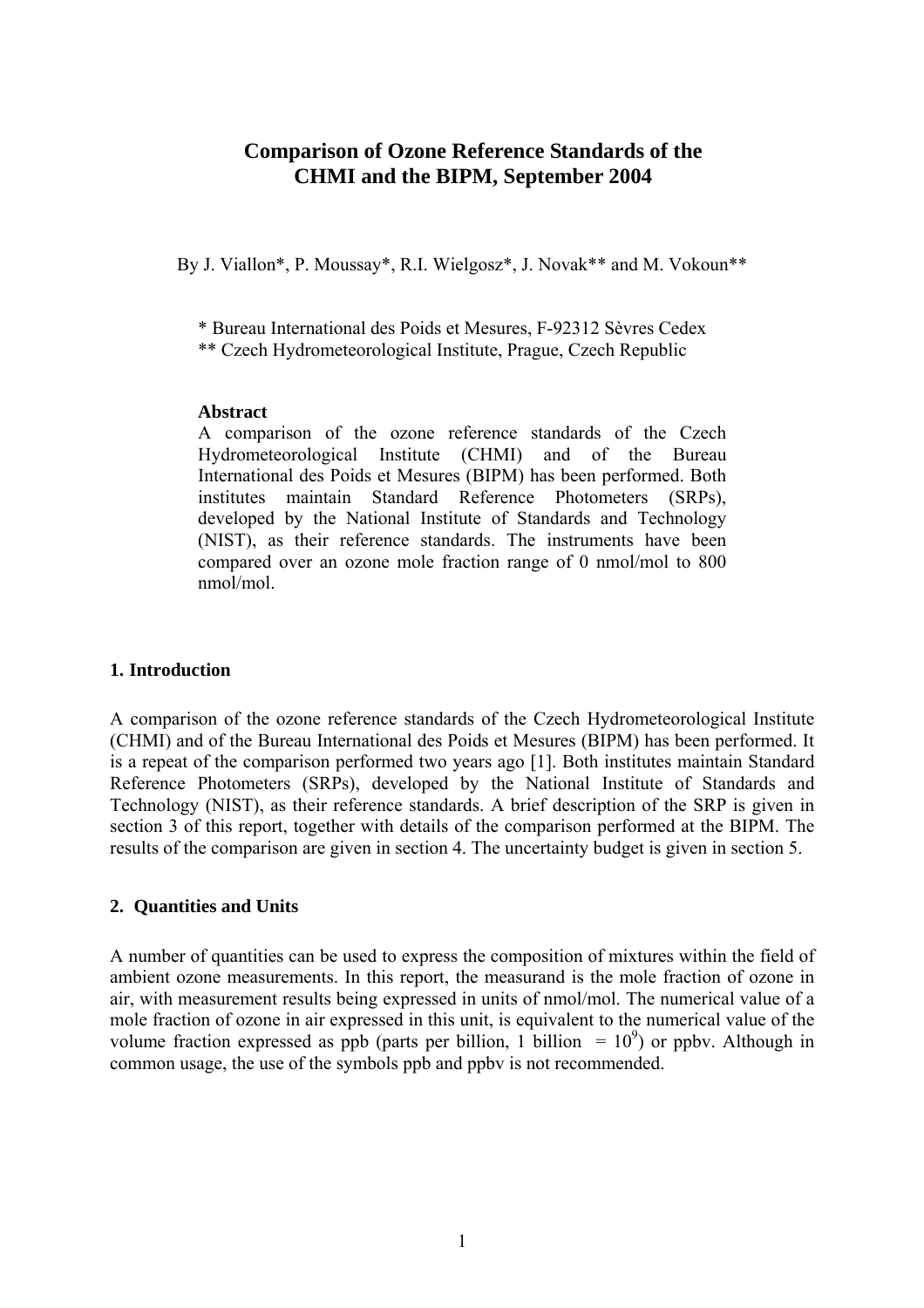# Comparison of Ozone Reference Standards of the CHMI and the BIPM, September 2004

By J. Viallon*, P. Moussay*, R.I. Wielgosz*, J. Novak** and M. Vokoun**

\* Bureau International des Poids et Mesures, F-92312 Sèvres Cedex
\*\* Czech Hydrometeorological Institute, Prague, Czech Republic

**Abstract**

A comparison of the ozone reference standards of the Czech Hydrometeorological Institute (CHMI) and of the Bureau International des Poids et Mesures (BIPM) has been performed. Both institutes maintain Standard Reference Photometers (SRPs), developed by the National Institute of Standards and Technology (NIST), as their reference standards. The instruments have been compared over an ozone mole fraction range of 0 nmol/mol to 800 nmol/mol.

## 1. Introduction

A comparison of the ozone reference standards of the Czech Hydrometeorological Institute (CHMI) and of the Bureau International des Poids et Mesures (BIPM) has been performed. It is a repeat of the comparison performed two years ago [1]. Both institutes maintain Standard Reference Photometers (SRPs), developed by the National Institute of Standards and Technology (NIST), as their reference standards. A brief description of the SRP is given in section 3 of this report, together with details of the comparison performed at the BIPM. The results of the comparison are given in section 4. The uncertainty budget is given in section 5.

## 2. Quantities and Units

A number of quantities can be used to express the composition of mixtures within the field of ambient ozone measurements. In this report, the measurand is the mole fraction of ozone in air, with measurement results being expressed in units of nmol/mol. The numerical value of a mole fraction of ozone in air expressed in this unit, is equivalent to the numerical value of the volume fraction expressed as ppb (parts per billion, 1 billion $= 10^9$) or ppbv. Although in common usage, the use of the symbols ppb and ppbv is not recommended.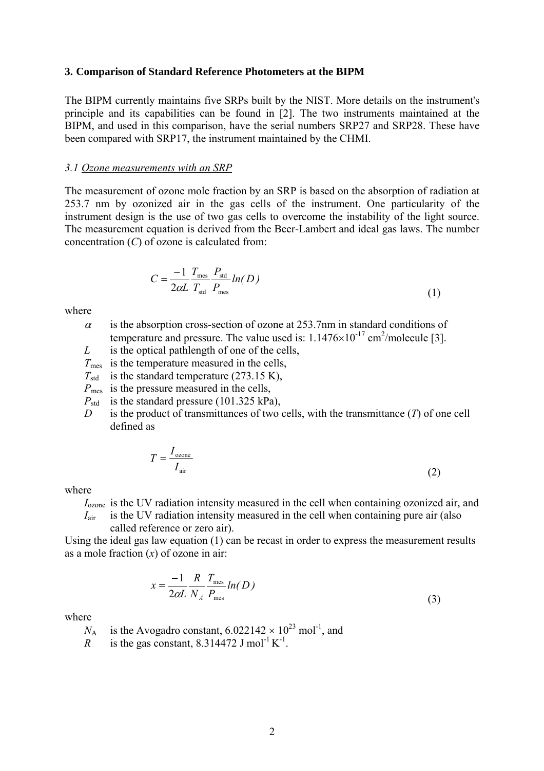### 3. Comparison of Standard Reference Photometers at the BIPM

The BIPM currently maintains five SRPs built by the NIST. More details on the instrument's principle and its capabilities can be found in [2]. The two instruments maintained at the BIPM, and used in this comparison, have the serial numbers SRP27 and SRP28. These have been compared with SRP17, the instrument maintained by the CHMI.

#### *3.1 Ozone measurements with an SRP*

The measurement of ozone mole fraction by an SRP is based on the absorption of radiation at 253.7 nm by ozonized air in the gas cells of the instrument. One particularity of the instrument design is the use of two gas cells to overcome the instability of the light source. The measurement equation is derived from the Beer-Lambert and ideal gas laws. The number concentration ($C$) of ozone is calculated from:

$$C = \frac{-1}{2\alpha L} \frac{T_{\text{mes}}}{T_{\text{std}}} \frac{P_{\text{std}}}{P_{\text{mes}}} ln(D) \tag{1}$$

where

- $\alpha$ is the absorption cross-section of ozone at 253.7nm in standard conditions of temperature and pressure. The value used is: $1.1476 \times 10^{-17}$ cm$^2$/molecule [3].
- $L$ is the optical pathlength of one of the cells,
- $T_{\text{mes}}$ is the temperature measured in the cells,
- $T_{\text{std}}$ is the standard temperature (273.15 K),
- $P_{\text{mes}}$ is the pressure measured in the cells,
- $P_{\text{std}}$ is the standard pressure (101.325 kPa),
- $D$ is the product of transmittances of two cells, with the transmittance ($T$) of one cell defined as

$$T = \frac{I_{\text{ozone}}}{I_{\text{air}}} \tag{2}$$

where

- $I_{\text{ozone}}$ is the UV radiation intensity measured in the cell when containing ozonized air, and
- $I_{\text{air}}$ is the UV radiation intensity measured in the cell when containing pure air (also called reference or zero air).

Using the ideal gas law equation (1) can be recast in order to express the measurement results as a mole fraction ($x$) of ozone in air:

$$x = \frac{-1}{2\alpha L} \frac{R}{N_A} \frac{T_{\text{mes}}}{P_{\text{mes}}} ln(D) \tag{3}$$

where

- $N_A$ is the Avogadro constant, $6.022142 \times 10^{23}$ mol$^{-1}$, and
- $R$ is the gas constant, 8.314472 J mol$^{-1}$ K$^{-1}$.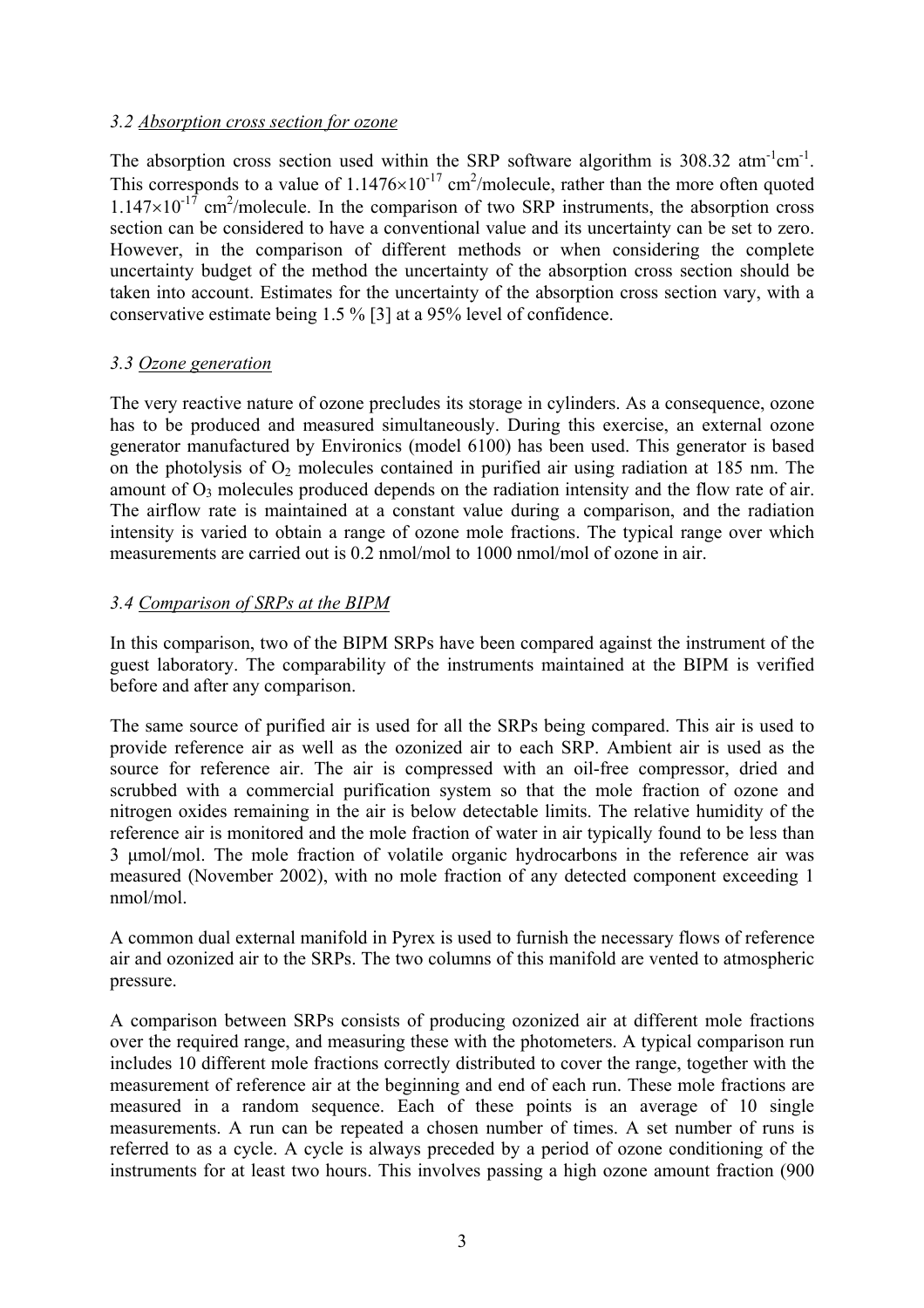### *3.2 Absorption cross section for ozone*

The absorption cross section used within the SRP software algorithm is 308.32 $atm^{-1}cm^{-1}$. This corresponds to a value of $1.1476\times10^{-17}$ $cm^2$/molecule, rather than the more often quoted $1.147\times10^{-17}$ $cm^2$/molecule. In the comparison of two SRP instruments, the absorption cross section can be considered to have a conventional value and its uncertainty can be set to zero. However, in the comparison of different methods or when considering the complete uncertainty budget of the method the uncertainty of the absorption cross section should be taken into account. Estimates for the uncertainty of the absorption cross section vary, with a conservative estimate being 1.5 % [3] at a 95% level of confidence.

### *3.3 Ozone generation*

The very reactive nature of ozone precludes its storage in cylinders. As a consequence, ozone has to be produced and measured simultaneously. During this exercise, an external ozone generator manufactured by Environics (model 6100) has been used. This generator is based on the photolysis of $O_2$ molecules contained in purified air using radiation at 185 nm. The amount of $O_3$ molecules produced depends on the radiation intensity and the flow rate of air. The airflow rate is maintained at a constant value during a comparison, and the radiation intensity is varied to obtain a range of ozone mole fractions. The typical range over which measurements are carried out is 0.2 nmol/mol to 1000 nmol/mol of ozone in air.

### *3.4 Comparison of SRPs at the BIPM*

In this comparison, two of the BIPM SRPs have been compared against the instrument of the guest laboratory. The comparability of the instruments maintained at the BIPM is verified before and after any comparison.

The same source of purified air is used for all the SRPs being compared. This air is used to provide reference air as well as the ozonized air to each SRP. Ambient air is used as the source for reference air. The air is compressed with an oil-free compressor, dried and scrubbed with a commercial purification system so that the mole fraction of ozone and nitrogen oxides remaining in the air is below detectable limits. The relative humidity of the reference air is monitored and the mole fraction of water in air typically found to be less than 3 μmol/mol. The mole fraction of volatile organic hydrocarbons in the reference air was measured (November 2002), with no mole fraction of any detected component exceeding 1 nmol/mol.

A common dual external manifold in Pyrex is used to furnish the necessary flows of reference air and ozonized air to the SRPs. The two columns of this manifold are vented to atmospheric pressure.

A comparison between SRPs consists of producing ozonized air at different mole fractions over the required range, and measuring these with the photometers. A typical comparison run includes 10 different mole fractions correctly distributed to cover the range, together with the measurement of reference air at the beginning and end of each run. These mole fractions are measured in a random sequence. Each of these points is an average of 10 single measurements. A run can be repeated a chosen number of times. A set number of runs is referred to as a cycle. A cycle is always preceded by a period of ozone conditioning of the instruments for at least two hours. This involves passing a high ozone amount fraction (900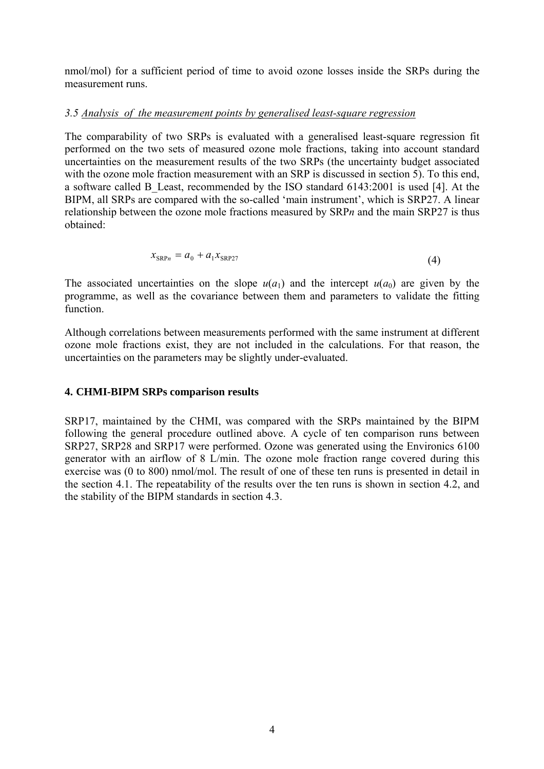nmol/mol) for a sufficient period of time to avoid ozone losses inside the SRPs during the measurement runs.

### *3.5 Analysis of the measurement points by generalised least-square regression*

The comparability of two SRPs is evaluated with a generalised least-square regression fit performed on the two sets of measured ozone mole fractions, taking into account standard uncertainties on the measurement results of the two SRPs (the uncertainty budget associated with the ozone mole fraction measurement with an SRP is discussed in section 5). To this end, a software called B_Least, recommended by the ISO standard 6143:2001 is used [4]. At the BIPM, all SRPs are compared with the so-called 'main instrument', which is SRP27. A linear relationship between the ozone mole fractions measured by SRP*n* and the main SRP27 is thus obtained:

$$x_{\mathrm{SRP}n} = a_0 + a_1 x_{\mathrm{SRP27}} \tag{4}$$

The associated uncertainties on the slope $u(a_1)$ and the intercept $u(a_0)$ are given by the programme, as well as the covariance between them and parameters to validate the fitting function.

Although correlations between measurements performed with the same instrument at different ozone mole fractions exist, they are not included in the calculations. For that reason, the uncertainties on the parameters may be slightly under-evaluated.

## 4. CHMI-BIPM SRPs comparison results

SRP17, maintained by the CHMI, was compared with the SRPs maintained by the BIPM following the general procedure outlined above. A cycle of ten comparison runs between SRP27, SRP28 and SRP17 were performed. Ozone was generated using the Environics 6100 generator with an airflow of 8 L/min. The ozone mole fraction range covered during this exercise was (0 to 800) nmol/mol. The result of one of these ten runs is presented in detail in the section 4.1. The repeatability of the results over the ten runs is shown in section 4.2, and the stability of the BIPM standards in section 4.3.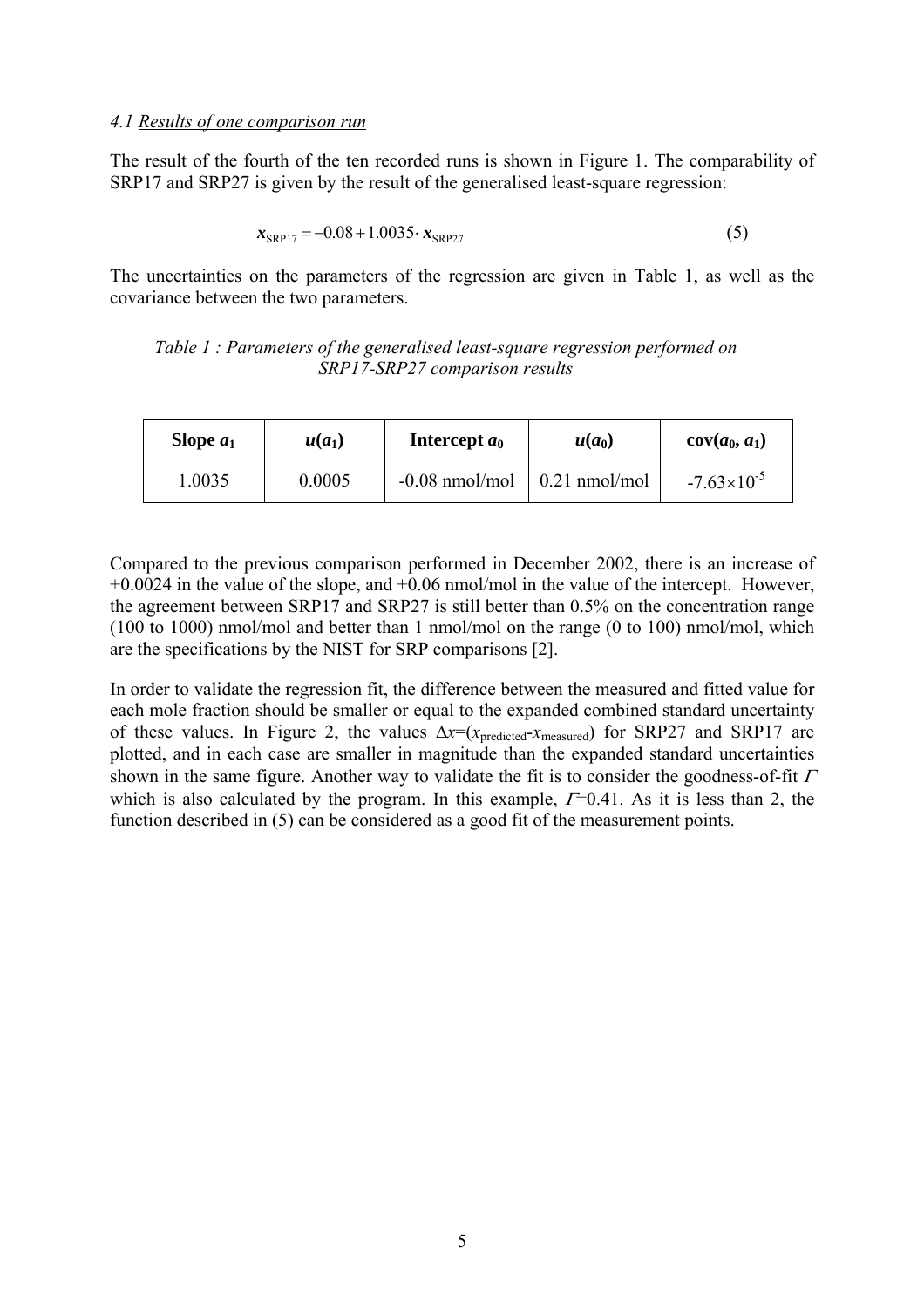### 4.1 Results of one comparison run

The result of the fourth of the ten recorded runs is shown in Figure 1. The comparability of SRP17 and SRP27 is given by the result of the generalised least-square regression:

$$\boldsymbol{x}_{\mathrm{SRP17}} = -0.08 + 1.0035 \cdot \boldsymbol{x}_{\mathrm{SRP27}} \tag{5}$$

The uncertainties on the parameters of the regression are given in Table 1, as well as the covariance between the two parameters.

*Table 1 : Parameters of the generalised least-square regression performed on SRP17-SRP27 comparison results*

| Slope $a_1$ | $u(a_1)$ | Intercept $a_0$ | $u(a_0)$ | cov($a_0$, $a_1$) |
|---|---|---|---|---|
| 1.0035 | 0.0005 | -0.08 nmol/mol | 0.21 nmol/mol | $-7.63\times10^{-5}$ |

Compared to the previous comparison performed in December 2002, there is an increase of +0.0024 in the value of the slope, and +0.06 nmol/mol in the value of the intercept. However, the agreement between SRP17 and SRP27 is still better than 0.5% on the concentration range (100 to 1000) nmol/mol and better than 1 nmol/mol on the range (0 to 100) nmol/mol, which are the specifications by the NIST for SRP comparisons [2].

In order to validate the regression fit, the difference between the measured and fitted value for each mole fraction should be smaller or equal to the expanded combined standard uncertainty of these values. In Figure 2, the values $\Delta x$=($x_{\mathrm{predicted}}$-$x_{\mathrm{measured}}$) for SRP27 and SRP17 are plotted, and in each case are smaller in magnitude than the expanded standard uncertainties shown in the same figure. Another way to validate the fit is to consider the goodness-of-fit $\Gamma$ which is also calculated by the program. In this example, $\Gamma$=0.41. As it is less than 2, the function described in (5) can be considered as a good fit of the measurement points.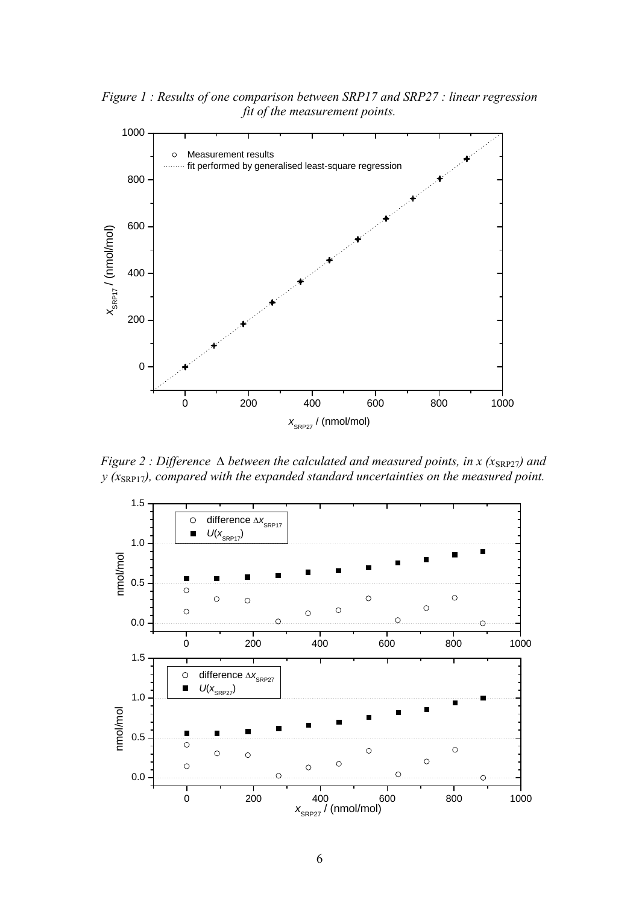*Figure 1 : Results of one comparison between SRP17 and SRP27 : linear regression fit of the measurement points.*

*Figure 2 : Difference $\Delta$ between the calculated and measured points, in x ($x_{SRP27}$) and y ($x_{SRP17}$), compared with the expanded standard uncertainties on the measured point.*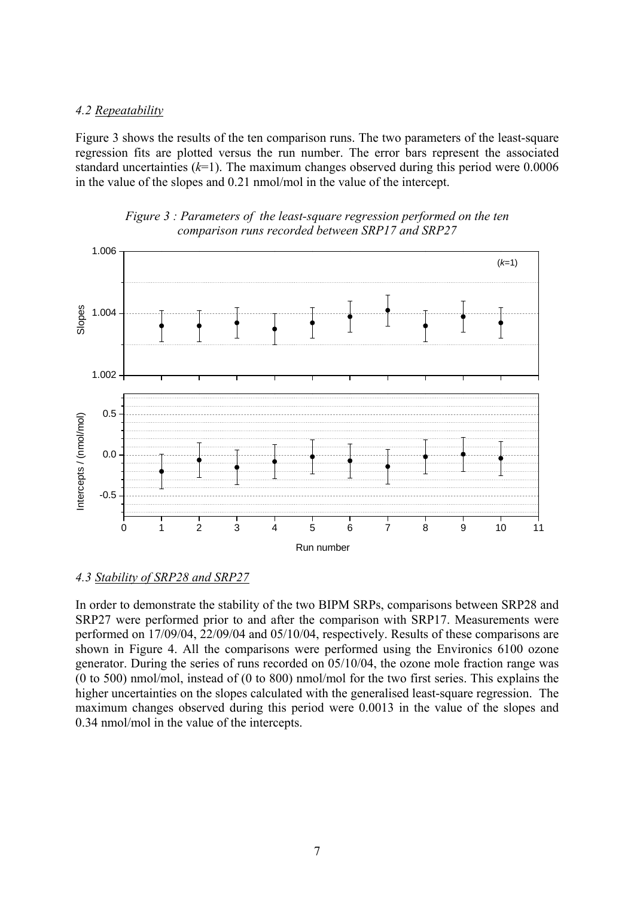### *4.2 Repeatability*

Figure 3 shows the results of the ten comparison runs. The two parameters of the least-square regression fits are plotted versus the run number. The error bars represent the associated standard uncertainties ($k$=1). The maximum changes observed during this period were 0.0006 in the value of the slopes and 0.21 nmol/mol in the value of the intercept.

*Figure 3 : Parameters of the least-square regression performed on the ten comparison runs recorded between SRP17 and SRP27*

### *4.3 Stability of SRP28 and SRP27*

In order to demonstrate the stability of the two BIPM SRPs, comparisons between SRP28 and SRP27 were performed prior to and after the comparison with SRP17. Measurements were performed on 17/09/04, 22/09/04 and 05/10/04, respectively. Results of these comparisons are shown in Figure 4. All the comparisons were performed using the Environics 6100 ozone generator. During the series of runs recorded on 05/10/04, the ozone mole fraction range was (0 to 500) nmol/mol, instead of (0 to 800) nmol/mol for the two first series. This explains the higher uncertainties on the slopes calculated with the generalised least-square regression. The maximum changes observed during this period were 0.0013 in the value of the slopes and 0.34 nmol/mol in the value of the intercepts.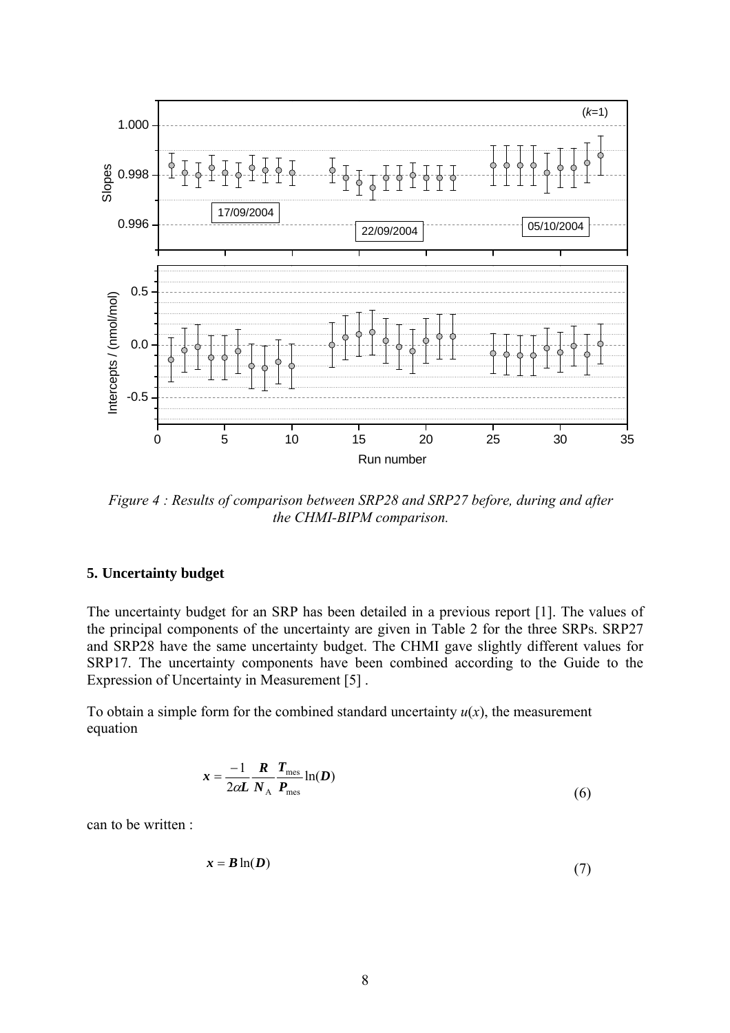*Figure 4 : Results of comparison between SRP28 and SRP27 before, during and after the CHMI-BIPM comparison.*

## 5. Uncertainty budget

The uncertainty budget for an SRP has been detailed in a previous report [1]. The values of the principal components of the uncertainty are given in Table 2 for the three SRPs. SRP27 and SRP28 have the same uncertainty budget. The CHMI gave slightly different values for SRP17. The uncertainty components have been combined according to the Guide to the Expression of Uncertainty in Measurement [5] .

To obtain a simple form for the combined standard uncertainty $u(x)$, the measurement equation

$$\boldsymbol{x} = \frac{-1}{2\alpha \boldsymbol{L}} \frac{\boldsymbol{R}}{\boldsymbol{N}_{\mathrm{A}}} \frac{\boldsymbol{T}_{\mathrm{mes}}}{\boldsymbol{P}_{\mathrm{mes}}} \ln(\boldsymbol{D}) \tag{6}$$

can to be written :

$$\boldsymbol{x} = \boldsymbol{B} \ln(\boldsymbol{D}) \tag{7}$$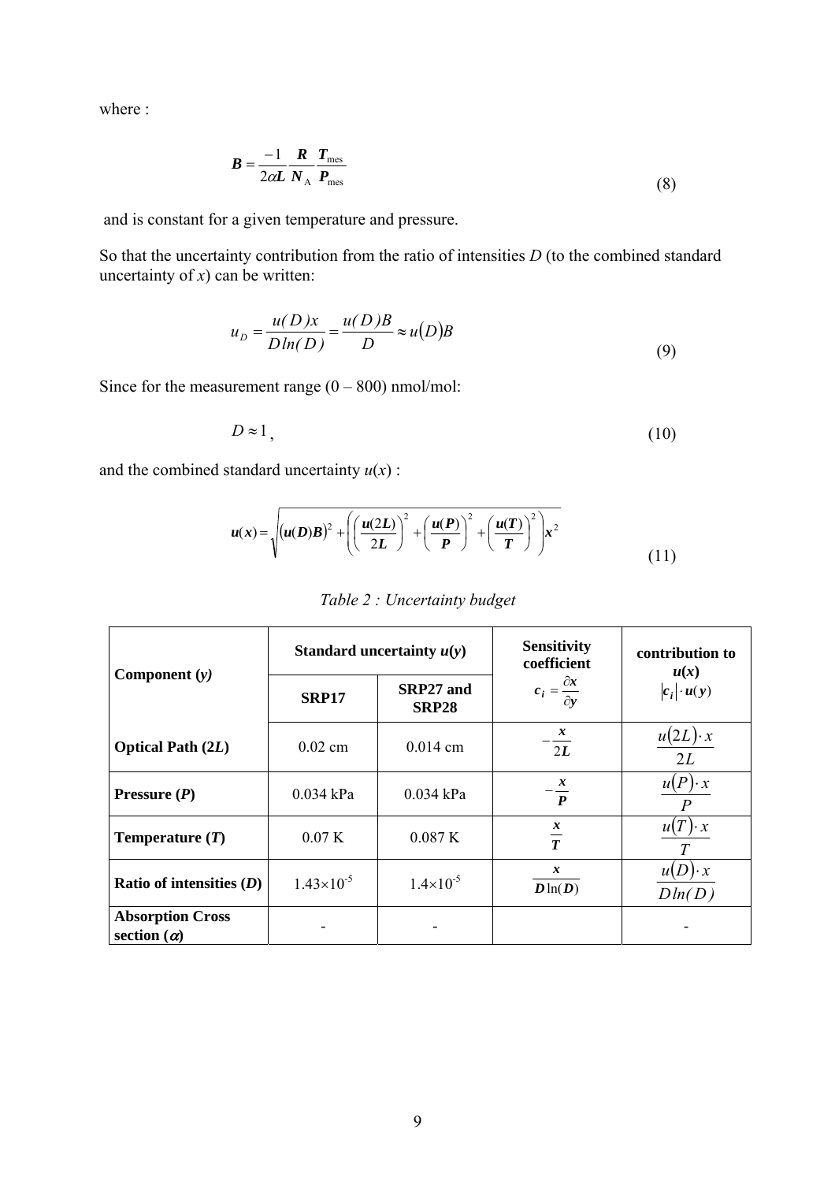where :

$$B = \frac{-1}{2\alpha L} \frac{R}{N_A} \frac{T_{\text{mes}}}{P_{\text{mes}}} \tag{8}$$

and is constant for a given temperature and pressure.

So that the uncertainty contribution from the ratio of intensities $D$ (to the combined standard uncertainty of $x$) can be written:

$$u_D = \frac{u(D)x}{D\ln(D)} = \frac{u(D)B}{D} \approx u(D)B \tag{9}$$

Since for the measurement range (0 – 800) nmol/mol:

$$D \approx 1, \tag{10}$$

and the combined standard uncertainty $u(x)$ :

$$u(x) = \sqrt{(u(D)B)^2 + \left(\left(\frac{u(2L)}{2L}\right)^2 + \left(\frac{u(P)}{P}\right)^2 + \left(\frac{u(T)}{T}\right)^2\right)x^2} \tag{11}$$

*Table 2 : Uncertainty budget*

| **Component ($y$)** | **Standard uncertainty $u(y)$** | | **Sensitivity coefficient** $c_i = \frac{\partial x}{\partial y}$ | **contribution to $u(x)$** $\lvert c_i \rvert \cdot u(y)$ |
|---|---|---|---|---|
| | **SRP17** | **SRP27 and SRP28** | | |
| **Optical Path ($2L$)** | 0.02 cm | 0.014 cm | $-\frac{x}{2L}$ | $\frac{u(2L)\cdot x}{2L}$ |
| **Pressure ($P$)** | 0.034 kPa | 0.034 kPa | $-\frac{x}{P}$ | $\frac{u(P)\cdot x}{P}$ |
| **Temperature ($T$)** | 0.07 K | 0.087 K | $\frac{x}{T}$ | $\frac{u(T)\cdot x}{T}$ |
| **Ratio of intensities ($D$)** | $1.43\times10^{-5}$ | $1.4\times10^{-5}$ | $\frac{x}{D\ln(D)}$ | $\frac{u(D)\cdot x}{D\ln(D)}$ |
| **Absorption Cross section ($\alpha$)** | - | - | | - |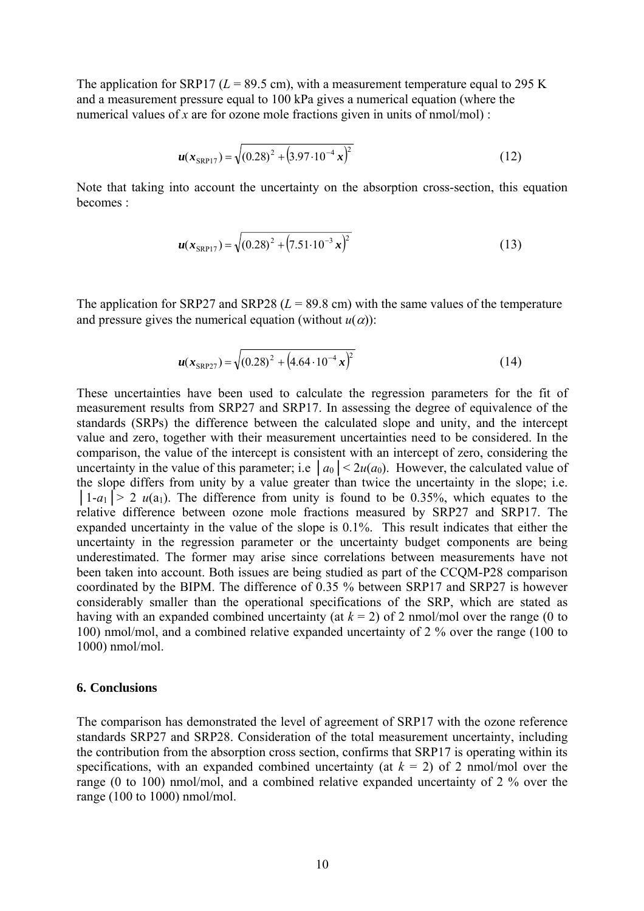The application for SRP17 ($L$ = 89.5 cm), with a measurement temperature equal to 295 K and a measurement pressure equal to 100 kPa gives a numerical equation (where the numerical values of $x$ are for ozone mole fractions given in units of nmol/mol) :

$$\boldsymbol{u}(\boldsymbol{x}_{\mathrm{SRP17}}) = \sqrt{(0.28)^2 + \left(3.97 \cdot 10^{-4}\, \boldsymbol{x}\right)^2} \tag{12}$$

Note that taking into account the uncertainty on the absorption cross-section, this equation becomes :

$$\boldsymbol{u}(\boldsymbol{x}_{\mathrm{SRP17}}) = \sqrt{(0.28)^2 + \left(7.51 \cdot 10^{-3}\, \boldsymbol{x}\right)^2} \tag{13}$$

The application for SRP27 and SRP28 ($L$ = 89.8 cm) with the same values of the temperature and pressure gives the numerical equation (without $u(\alpha)$):

$$\boldsymbol{u}(\boldsymbol{x}_{\mathrm{SRP27}}) = \sqrt{(0.28)^2 + \left(4.64 \cdot 10^{-4}\, \boldsymbol{x}\right)^2} \tag{14}$$

These uncertainties have been used to calculate the regression parameters for the fit of measurement results from SRP27 and SRP17. In assessing the degree of equivalence of the standards (SRPs) the difference between the calculated slope and unity, and the intercept value and zero, together with their measurement uncertainties need to be considered. In the comparison, the value of the intercept is consistent with an intercept of zero, considering the uncertainty in the value of this parameter; i.e $|a_0| < 2u(a_0)$. However, the calculated value of the slope differs from unity by a value greater than twice the uncertainty in the slope; i.e. $|1-a_1| > 2\ u(a_1)$. The difference from unity is found to be 0.35%, which equates to the relative difference between ozone mole fractions measured by SRP27 and SRP17. The expanded uncertainty in the value of the slope is 0.1%. This result indicates that either the uncertainty in the regression parameter or the uncertainty budget components are being underestimated. The former may arise since correlations between measurements have not been taken into account. Both issues are being studied as part of the CCQM-P28 comparison coordinated by the BIPM. The difference of 0.35 % between SRP17 and SRP27 is however considerably smaller than the operational specifications of the SRP, which are stated as having with an expanded combined uncertainty (at $k$ = 2) of 2 nmol/mol over the range (0 to 100) nmol/mol, and a combined relative expanded uncertainty of 2 % over the range (100 to 1000) nmol/mol.

### 6. Conclusions

The comparison has demonstrated the level of agreement of SRP17 with the ozone reference standards SRP27 and SRP28. Consideration of the total measurement uncertainty, including the contribution from the absorption cross section, confirms that SRP17 is operating within its specifications, with an expanded combined uncertainty (at $k$ = 2) of 2 nmol/mol over the range (0 to 100) nmol/mol, and a combined relative expanded uncertainty of 2 % over the range (100 to 1000) nmol/mol.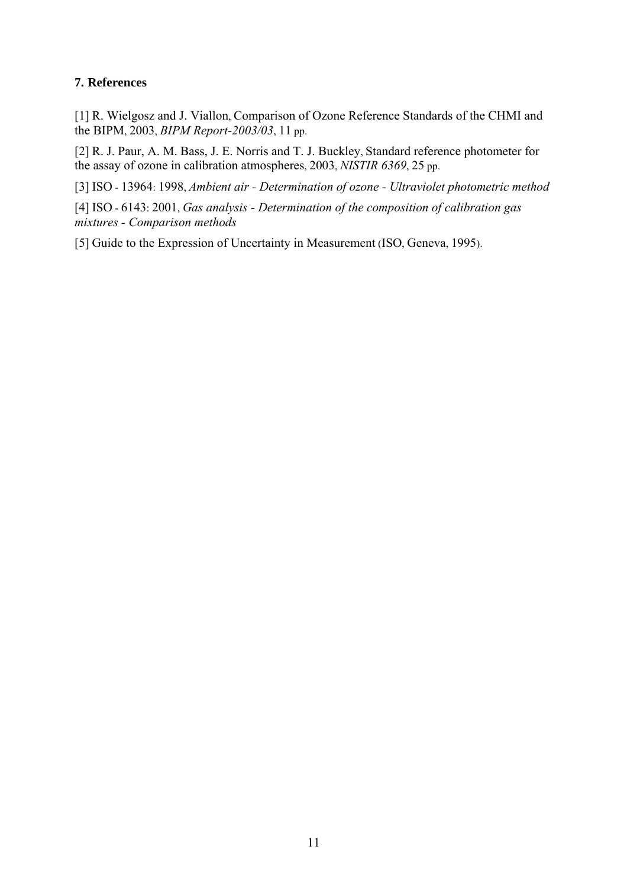## 7. References

[1] R. Wielgosz and J. Viallon, Comparison of Ozone Reference Standards of the CHMI and the BIPM, 2003, *BIPM Report-2003/03*, 11 pp.

[2] R. J. Paur, A. M. Bass, J. E. Norris and T. J. Buckley, Standard reference photometer for the assay of ozone in calibration atmospheres, 2003, *NISTIR 6369*, 25 pp.

[3] ISO - 13964: 1998, *Ambient air - Determination of ozone - Ultraviolet photometric method*

[4] ISO - 6143: 2001, *Gas analysis - Determination of the composition of calibration gas mixtures - Comparison methods*

[5] Guide to the Expression of Uncertainty in Measurement (ISO, Geneva, 1995).